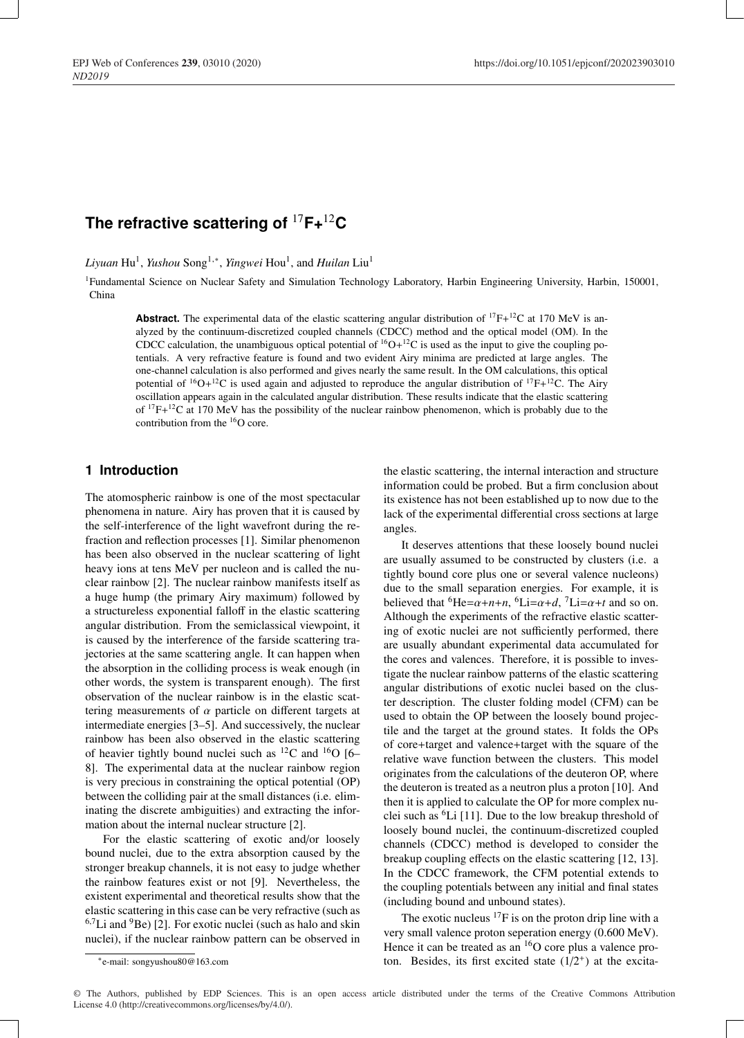# The refractive scattering of $^{17}$F+$^{12}$C

*Liyuan* Hu[1], *Yushou* Song[1,*], *Yingwei* Hou[1], and *Huilan* Liu[1]

[1]Fundamental Science on Nuclear Safety and Simulation Technology Laboratory, Harbin Engineering University, Harbin, 150001, China

**Abstract.** The experimental data of the elastic scattering angular distribution of $^{17}$F+$^{12}$C at 170 MeV is analyzed by the continuum-discretized coupled channels (CDCC) method and the optical model (OM). In the CDCC calculation, the unambiguous optical potential of $^{16}$O+$^{12}$C is used as the input to give the coupling potentials. A very refractive feature is found and two evident Airy minima are predicted at large angles. The one-channel calculation is also performed and gives nearly the same result. In the OM calculations, this optical potential of $^{16}$O+$^{12}$C is used again and adjusted to reproduce the angular distribution of $^{17}$F+$^{12}$C. The Airy oscillation appears again in the calculated angular distribution. These results indicate that the elastic scattering of $^{17}$F+$^{12}$C at 170 MeV has the possibility of the nuclear rainbow phenomenon, which is probably due to the contribution from the $^{16}$O core.

## 1 Introduction

The atomospheric rainbow is one of the most spectacular phenomena in nature. Airy has proven that it is caused by the self-interference of the light wavefront during the refraction and reflection processes [1]. Similar phenomenon has been also observed in the nuclear scattering of light heavy ions at tens MeV per nucleon and is called the nuclear rainbow [2]. The nuclear rainbow manifests itself as a huge hump (the primary Airy maximum) followed by a structureless exponential falloff in the elastic scattering angular distribution. From the semiclassical viewpoint, it is caused by the interference of the farside scattering trajectories at the same scattering angle. It can happen when the absorption in the colliding process is weak enough (in other words, the system is transparent enough). The first observation of the nuclear rainbow is in the elastic scattering measurements of $\alpha$ particle on different targets at intermediate energies [3–5]. And successively, the nuclear rainbow has been also observed in the elastic scattering of heavier tightly bound nuclei such as $^{12}$C and $^{16}$O [6–8]. The experimental data at the nuclear rainbow region is very precious in constraining the optical potential (OP) between the colliding pair at the small distances (i.e. eliminating the discrete ambiguities) and extracting the information about the internal nuclear structure [2].

For the elastic scattering of exotic and/or loosely bound nuclei, due to the extra absorption caused by the stronger breakup channels, it is not easy to judge whether the rainbow features exist or not [9]. Nevertheless, the existent experimental and theoretical results show that the elastic scattering in this case can be very refractive (such as $^{6,7}$Li and $^{9}$Be) [2]. For exotic nuclei (such as halo and skin nuclei), if the nuclear rainbow pattern can be observed in the elastic scattering, the internal interaction and structure information could be probed. But a firm conclusion about its existence has not been established up to now due to the lack of the experimental differential cross sections at large angles.

It deserves attentions that these loosely bound nuclei are usually assumed to be constructed by clusters (i.e. a tightly bound core plus one or several valence nucleons) due to the small separation energies. For example, it is believed that $^{6}$He=$\alpha$+$n$+$n$, $^{6}$Li=$\alpha$+$d$, $^{7}$Li=$\alpha$+$t$ and so on. Although the experiments of the refractive elastic scattering of exotic nuclei are not sufficiently performed, there are usually abundant experimental data accumulated for the cores and valences. Therefore, it is possible to investigate the nuclear rainbow patterns of the elastic scattering angular distributions of exotic nuclei based on the cluster description. The cluster folding model (CFM) can be used to obtain the OP between the loosely bound projectile and the target at the ground states. It folds the OPs of core+target and valence+target with the square of the relative wave function between the clusters. This model originates from the calculations of the deuteron OP, where the deuteron is treated as a neutron plus a proton [10]. And then it is applied to calculate the OP for more complex nuclei such as $^{6}$Li [11]. Due to the low breakup threshold of loosely bound nuclei, the continuum-discretized coupled channels (CDCC) method is developed to consider the breakup coupling effects on the elastic scattering [12, 13]. In the CDCC framework, the CFM potential extends to the coupling potentials between any initial and final states (including bound and unbound states).

The exotic nucleus $^{17}$F is on the proton drip line with a very small valence proton seperation energy (0.600 MeV). Hence it can be treated as an $^{16}$O core plus a valence proton. Besides, its first excited state ($1/2^+$) at the excita-

*e-mail: songyushou80@163.com

© The Authors, published by EDP Sciences. This is an open access article distributed under the terms of the Creative Commons Attribution License 4.0 (http://creativecommons.org/licenses/by/4.0/).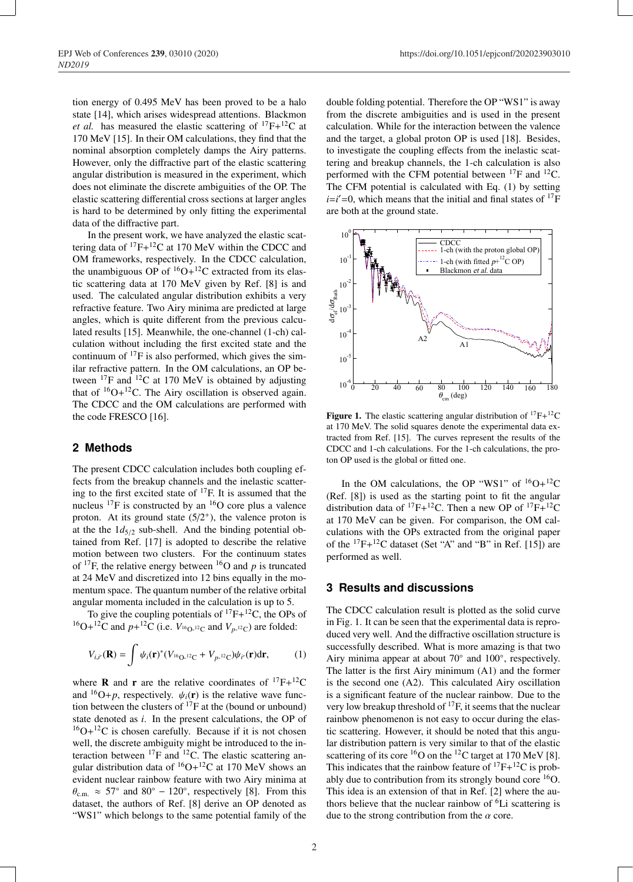tion energy of 0.495 MeV has been proved to be a halo state [14], which arises widespread attentions. Blackmon *et al.* has measured the elastic scattering of $^{17}$F+$^{12}$C at 170 MeV [15]. In their OM calculations, they find that the nominal absorption completely damps the Airy patterns. However, only the diffractive part of the elastic scattering angular distribution is measured in the experiment, which does not eliminate the discrete ambiguities of the OP. The elastic scattering differential cross sections at larger angles is hard to be determined by only fitting the experimental data of the diffractive part.

In the present work, we have analyzed the elastic scattering data of $^{17}$F+$^{12}$C at 170 MeV within the CDCC and OM frameworks, respectively. In the CDCC calculation, the unambiguous OP of $^{16}$O+$^{12}$C extracted from its elastic scattering data at 170 MeV given by Ref. [8] is used. The calculated angular distribution exhibits a very refractive feature. Two Airy minima are predicted at large angles, which is quite different from the previous calculated results [15]. Meanwhile, the one-channel (1-ch) calculation without including the first excited state and the continuum of $^{17}$F is also performed, which gives the similar refractive pattern. In the OM calculations, an OP between $^{17}$F and $^{12}$C at 170 MeV is obtained by adjusting that of $^{16}$O+$^{12}$C. The Airy oscillation is observed again. The CDCC and the OM calculations are performed with the code FRESCO [16].

## 2 Methods

The present CDCC calculation includes both coupling effects from the breakup channels and the inelastic scattering to the first excited state of $^{17}$F. It is assumed that the nucleus $^{17}$F is constructed by an $^{16}$O core plus a valence proton. At its ground state ($5/2^+$), the valence proton is at the $1d_{5/2}$ sub-shell. And the binding potential obtained from Ref. [17] is adopted to describe the relative motion between two clusters. For the continuum states of $^{17}$F, the relative energy between $^{16}$O and $p$ is truncated at 24 MeV and discretized into 12 bins equally in the momentum space. The quantum number of the relative orbital angular momenta included in the calculation is up to 5.

To give the coupling potentials of $^{17}$F+$^{12}$C, the OPs of $^{16}$O+$^{12}$C and $p$+$^{12}$C (i.e. $V_{^{16}\text{O-}^{12}\text{C}}$ and $V_{p\text{-}^{12}\text{C}}$) are folded:

$$V_{i,i'}(\mathbf{R}) = \int \psi_i(\mathbf{r})^* (V_{^{16}\text{O-}^{12}\text{C}} + V_{p\text{-}^{12}\text{C}}) \psi_{i'}(\mathbf{r}) \mathrm{d}\mathbf{r}, \qquad (1)$$

where $\mathbf{R}$ and $\mathbf{r}$ are the relative coordinates of $^{17}$F+$^{12}$C and $^{16}$O+$p$, respectively. $\psi_i(\mathbf{r})$ is the relative wave function between the clusters of $^{17}$F at the (bound or unbound) state denoted as $i$. In the present calculations, the OP of $^{16}$O+$^{12}$C is chosen carefully. Because if it is not chosen well, the discrete ambiguity might be introduced to the interaction between $^{17}$F and $^{12}$C. The elastic scattering angular distribution data of $^{16}$O+$^{12}$C at 170 MeV shows an evident nuclear rainbow feature with two Airy minima at $\theta_{\text{c.m.}} \approx 57°$ and $80° - 120°$, respectively [8]. From this dataset, the authors of Ref. [8] derive an OP denoted as "WS1" which belongs to the same potential family of the double folding potential. Therefore the OP "WS1" is away from the discrete ambiguities and is used in the present calculation. While for the interaction between the valence and the target, a global proton OP is used [18]. Besides, to investigate the coupling effects from the inelastic scattering and breakup channels, the 1-ch calculation is also performed with the CFM potential between $^{17}$F and $^{12}$C. The CFM potential is calculated with Eq. (1) by setting $i$=$i'$=0, which means that the initial and final states of $^{17}$F are both at the ground state.

Figure 1. The elastic scattering angular distribution of $^{17}$F+$^{12}$C at 170 MeV. The solid squares denote the experimental data extracted from Ref. [15]. The curves represent the results of the CDCC and 1-ch calculations. For the 1-ch calculations, the proton OP used is the global or fitted one.

In the OM calculations, the OP "WS1" of $^{16}$O+$^{12}$C (Ref. [8]) is used as the starting point to fit the angular distribution data of $^{17}$F+$^{12}$C. Then a new OP of $^{17}$F+$^{12}$C at 170 MeV can be given. For comparison, the OM calculations with the OPs extracted from the original paper of the $^{17}$F+$^{12}$C dataset (Set "A" and "B" in Ref. [15]) are performed as well.

## 3 Results and discussions

The CDCC calculation result is plotted as the solid curve in Fig. 1. It can be seen that the experimental data is reproduced very well. And the diffractive oscillation structure is successfully described. What is more amazing is that two Airy minima appear at about 70° and 100°, respectively. The latter is the first Airy minimum (A1) and the former is the second one (A2). This calculated Airy oscillation is a significant feature of the nuclear rainbow. Due to the very low breakup threshold of $^{17}$F, it seems that the nuclear rainbow phenomenon is not easy to occur during the elastic scattering. However, it should be noted that this angular distribution pattern is very similar to that of the elastic scattering of its core $^{16}$O on the $^{12}$C target at 170 MeV [8]. This indicates that the rainbow feature of $^{17}$F+$^{12}$C is probably due to contribution from its strongly bound core $^{16}$O. This idea is an extension of that in Ref. [2] where the authors believe that the nuclear rainbow of $^{6}$Li scattering is due to the strong contribution from the $\alpha$ core.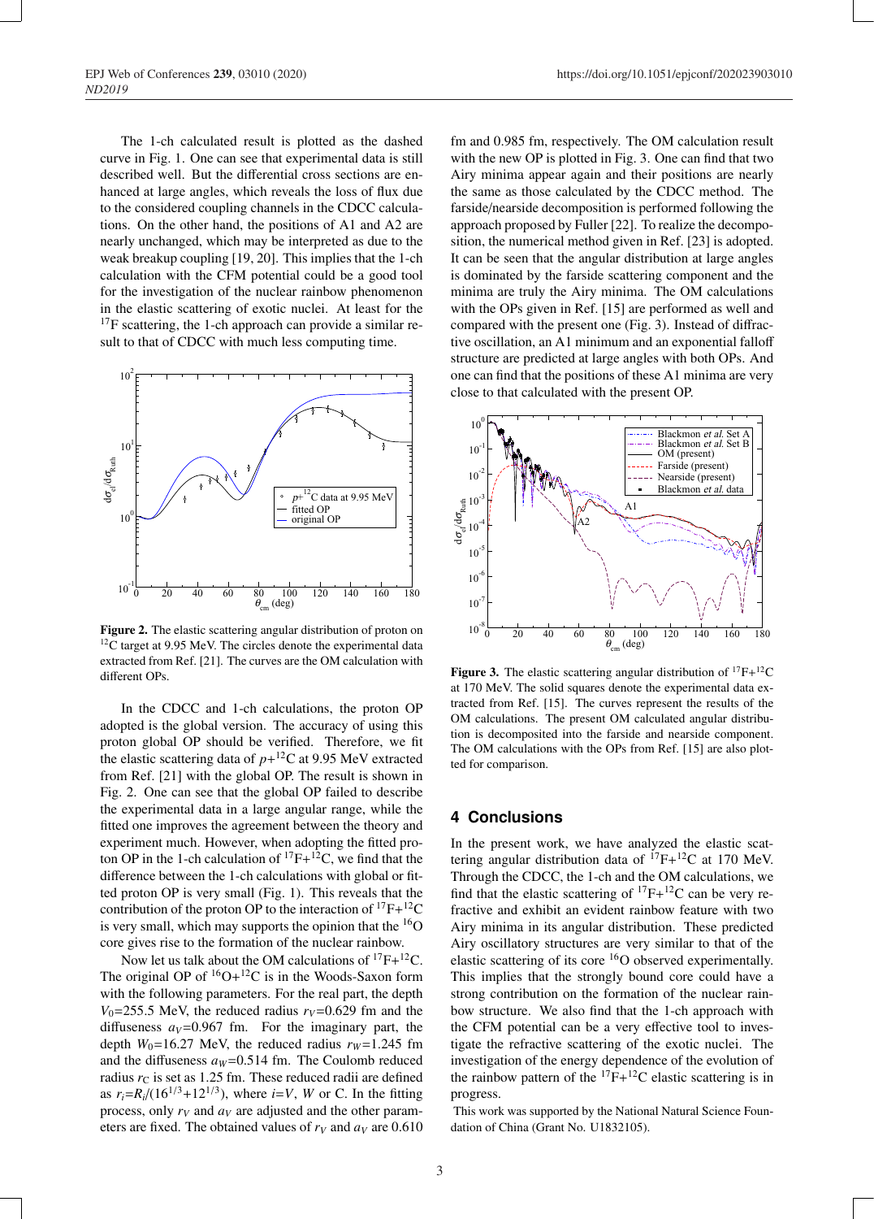The 1-ch calculated result is plotted as the dashed curve in Fig. 1. One can see that experimental data is still described well. But the differential cross sections are enhanced at large angles, which reveals the loss of flux due to the considered coupling channels in the CDCC calculations. On the other hand, the positions of A1 and A2 are nearly unchanged, which may be interpreted as due to the weak breakup coupling [19, 20]. This implies that the 1-ch calculation with the CFM potential could be a good tool for the investigation of the nuclear rainbow phenomenon in the elastic scattering of exotic nuclei. At least for the $^{17}$F scattering, the 1-ch approach can provide a similar result to that of CDCC with much less computing time.

**Figure 2.** The elastic scattering angular distribution of proton on $^{12}$C target at 9.95 MeV. The circles denote the experimental data extracted from Ref. [21]. The curves are the OM calculation with different OPs.

In the CDCC and 1-ch calculations, the proton OP adopted is the global version. The accuracy of using this proton global OP should be verified. Therefore, we fit the elastic scattering data of $p$+$^{12}$C at 9.95 MeV extracted from Ref. [21] with the global OP. The result is shown in Fig. 2. One can see that the global OP failed to describe the experimental data in a large angular range, while the fitted one improves the agreement between the theory and experiment much. However, when adopting the fitted proton OP in the 1-ch calculation of $^{17}$F+$^{12}$C, we find that the difference between the 1-ch calculations with global or fitted proton OP is very small (Fig. 1). This reveals that the contribution of the proton OP to the interaction of $^{17}$F+$^{12}$C is very small, which may supports the opinion that the $^{16}$O core gives rise to the formation of the nuclear rainbow.

Now let us talk about the OM calculations of $^{17}$F+$^{12}$C. The original OP of $^{16}$O+$^{12}$C is in the Woods-Saxon form with the following parameters. For the real part, the depth $V_0$=255.5 MeV, the reduced radius $r_V$=0.629 fm and the diffuseness $a_V$=0.967 fm. For the imaginary part, the depth $W_0$=16.27 MeV, the reduced radius $r_W$=1.245 fm and the diffuseness $a_W$=0.514 fm. The Coulomb reduced radius $r_C$ is set as 1.25 fm. These reduced radii are defined as $r_i$=$R_i$/(16$^{1/3}$+12$^{1/3}$), where $i$=$V$, $W$ or C. In the fitting process, only $r_V$ and $a_V$ are adjusted and the other parameters are fixed. The obtained values of $r_V$ and $a_V$ are 0.610 fm and 0.985 fm, respectively. The OM calculation result with the new OP is plotted in Fig. 3. One can find that two Airy minima appear again and their positions are nearly the same as those calculated by the CDCC method. The farside/nearside decomposition is performed following the approach proposed by Fuller [22]. To realize the decomposition, the numerical method given in Ref. [23] is adopted. It can be seen that the angular distribution at large angles is dominated by the farside scattering component and the minima are truly the Airy minima. The OM calculations with the OPs given in Ref. [15] are performed as well and compared with the present one (Fig. 3). Instead of diffractive oscillation, an A1 minimum and an exponential falloff structure are predicted at large angles with both OPs. And one can find that the positions of these A1 minima are very close to that calculated with the present OP.

**Figure 3.** The elastic scattering angular distribution of $^{17}$F+$^{12}$C at 170 MeV. The solid squares denote the experimental data extracted from Ref. [15]. The curves represent the results of the OM calculations. The present OM calculated angular distribution is decomposed into the farside and nearside component. The OM calculations with the OPs from Ref. [15] are also plotted for comparison.

## 4 Conclusions

In the present work, we have analyzed the elastic scattering angular distribution data of $^{17}$F+$^{12}$C at 170 MeV. Through the CDCC, the 1-ch and the OM calculations, we find that the elastic scattering of $^{17}$F+$^{12}$C can be very refractive and exhibit an evident rainbow feature with two Airy minima in its angular distribution. These predicted Airy oscillatory structures are very similar to that of the elastic scattering of its core $^{16}$O observed experimentally. This implies that the strongly bound core could have a strong contribution on the formation of the nuclear rainbow structure. We also find that the 1-ch approach with the CFM potential can be a very effective tool to investigate the refractive scattering of the exotic nuclei. The investigation of the energy dependence of the evolution of the rainbow pattern of the $^{17}$F+$^{12}$C elastic scattering is in progress.

This work was supported by the National Natural Science Foundation of China (Grant No. U1832105).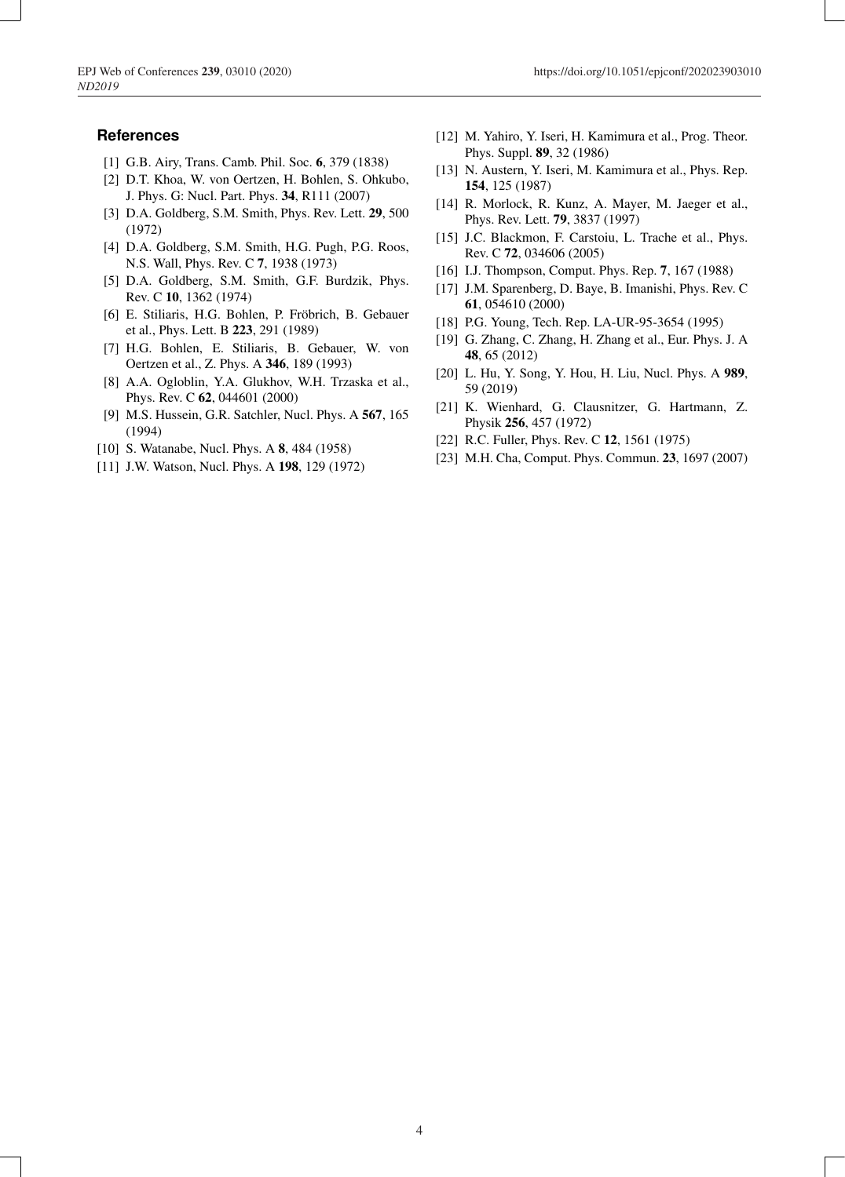## References

[1] G.B. Airy, Trans. Camb. Phil. Soc. **6**, 379 (1838)

[2] D.T. Khoa, W. von Oertzen, H. Bohlen, S. Ohkubo, J. Phys. G: Nucl. Part. Phys. **34**, R111 (2007)

[3] D.A. Goldberg, S.M. Smith, Phys. Rev. Lett. **29**, 500 (1972)

[4] D.A. Goldberg, S.M. Smith, H.G. Pugh, P.G. Roos, N.S. Wall, Phys. Rev. C **7**, 1938 (1973)

[5] D.A. Goldberg, S.M. Smith, G.F. Burdzik, Phys. Rev. C **10**, 1362 (1974)

[6] E. Stiliaris, H.G. Bohlen, P. Fröbrich, B. Gebauer et al., Phys. Lett. B **223**, 291 (1989)

[7] H.G. Bohlen, E. Stiliaris, B. Gebauer, W. von Oertzen et al., Z. Phys. A **346**, 189 (1993)

[8] A.A. Ogloblin, Y.A. Glukhov, W.H. Trzaska et al., Phys. Rev. C **62**, 044601 (2000)

[9] M.S. Hussein, G.R. Satchler, Nucl. Phys. A **567**, 165 (1994)

[10] S. Watanabe, Nucl. Phys. A **8**, 484 (1958)

[11] J.W. Watson, Nucl. Phys. A **198**, 129 (1972)

[12] M. Yahiro, Y. Iseri, H. Kamimura et al., Prog. Theor. Phys. Suppl. **89**, 32 (1986)

[13] N. Austern, Y. Iseri, M. Kamimura et al., Phys. Rep. **154**, 125 (1987)

[14] R. Morlock, R. Kunz, A. Mayer, M. Jaeger et al., Phys. Rev. Lett. **79**, 3837 (1997)

[15] J.C. Blackmon, F. Carstoiu, L. Trache et al., Phys. Rev. C **72**, 034606 (2005)

[16] I.J. Thompson, Comput. Phys. Rep. **7**, 167 (1988)

[17] J.M. Sparenberg, D. Baye, B. Imanishi, Phys. Rev. C **61**, 054610 (2000)

[18] P.G. Young, Tech. Rep. LA-UR-95-3654 (1995)

[19] G. Zhang, C. Zhang, H. Zhang et al., Eur. Phys. J. A **48**, 65 (2012)

[20] L. Hu, Y. Song, Y. Hou, H. Liu, Nucl. Phys. A **989**, 59 (2019)

[21] K. Wienhard, G. Clausnitzer, G. Hartmann, Z. Physik **256**, 457 (1972)

[22] R.C. Fuller, Phys. Rev. C **12**, 1561 (1975)

[23] M.H. Cha, Comput. Phys. Commun. **23**, 1697 (2007)